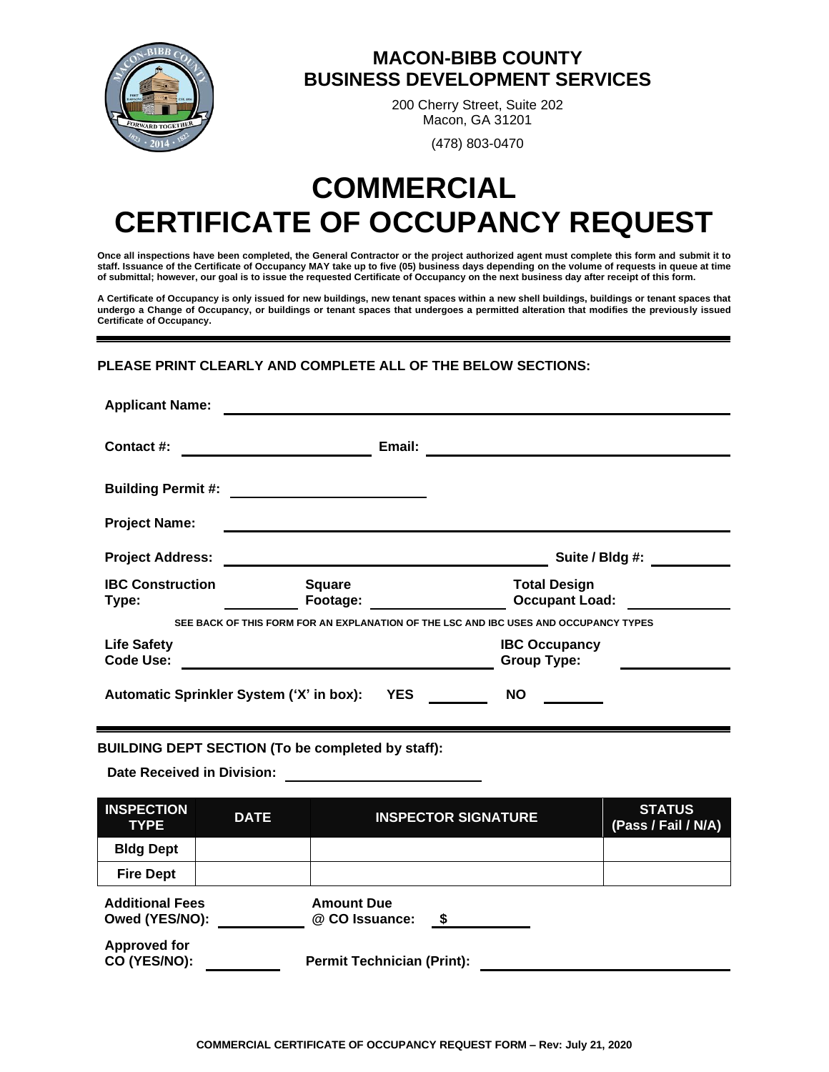# MACON-BIBB COUNTY
## BUSINESS DEVELOPMENT SERVICES

200 Cherry Street, Suite 202
Macon, GA 31201

(478) 803-0470

# COMMERCIAL CERTIFICATE OF OCCUPANCY REQUEST

**Once all inspections have been completed, the General Contractor or the project authorized agent must complete this form and submit it to staff. Issuance of the Certificate of Occupancy MAY take up to five (05) business days depending on the volume of requests in queue at time of submittal; however, our goal is to issue the requested Certificate of Occupancy on the next business day after receipt of this form.**

**A Certificate of Occupancy is only issued for new buildings, new tenant spaces within a new shell buildings, buildings or tenant spaces that undergo a Change of Occupancy, or buildings or tenant spaces that undergoes a permitted alteration that modifies the previously issued Certificate of Occupancy.**

---

**PLEASE PRINT CLEARLY AND COMPLETE ALL OF THE BELOW SECTIONS:**

**Applicant Name:** ______________________________

**Contact #:** ______________ **Email:** ______________________

**Building Permit #:** ______________

**Project Name:** ______________________________

**Project Address:** ______________________ **Suite / Bldg #:** ________

**IBC Construction Type:** ________ **Square Footage:** ________ **Total Design Occupant Load:** ________

**SEE BACK OF THIS FORM FOR AN EXPLANATION OF THE LSC AND IBC USES AND OCCUPANCY TYPES**

**Life Safety Code Use:** ______________________ **IBC Occupancy Group Type:** ________

**Automatic Sprinkler System ('X' in box): YES** ______ **NO** ______

---

**BUILDING DEPT SECTION (To be completed by staff):**

**Date Received in Division:** ______________

| INSPECTION TYPE | DATE | INSPECTOR SIGNATURE | STATUS (Pass / Fail / N/A) |
|---|---|---|---|
| **Bldg Dept** | | | |
| **Fire Dept** | | | |

**Additional Fees Owed (YES/NO):** ________ **Amount Due @ CO Issuance:** **$** ________

**Approved for CO (YES/NO):** ________ **Permit Technician (Print):** ______________

**COMMERCIAL CERTIFICATE OF OCCUPANCY REQUEST FORM – Rev: July 21, 2020**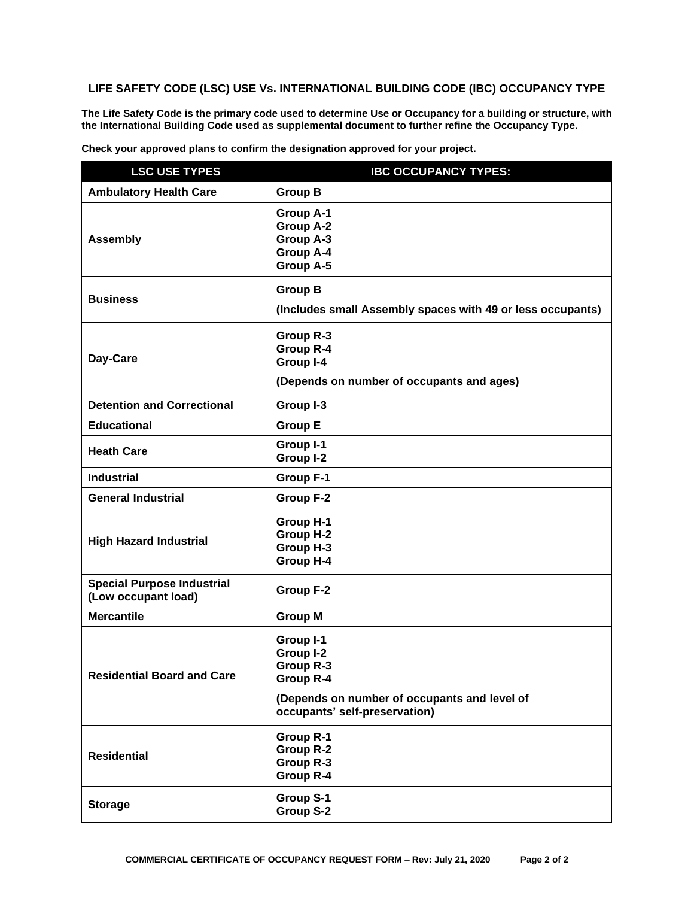## LIFE SAFETY CODE (LSC) USE Vs. INTERNATIONAL BUILDING CODE (IBC) OCCUPANCY TYPE

**The Life Safety Code is the primary code used to determine Use or Occupancy for a building or structure, with the International Building Code used as supplemental document to further refine the Occupancy Type.**

**Check your approved plans to confirm the designation approved for your project.**

| LSC USE TYPES | IBC OCCUPANCY TYPES: |
|---|---|
| **Ambulatory Health Care** | **Group B** |
| **Assembly** | **Group A-1**<br>**Group A-2**<br>**Group A-3**<br>**Group A-4**<br>**Group A-5** |
| **Business** | **Group B**<br>**(Includes small Assembly spaces with 49 or less occupants)** |
| **Day-Care** | **Group R-3**<br>**Group R-4**<br>**Group I-4**<br>**(Depends on number of occupants and ages)** |
| **Detention and Correctional** | **Group I-3** |
| **Educational** | **Group E** |
| **Heath Care** | **Group I-1**<br>**Group I-2** |
| **Industrial** | **Group F-1** |
| **General Industrial** | **Group F-2** |
| **High Hazard Industrial** | **Group H-1**<br>**Group H-2**<br>**Group H-3**<br>**Group H-4** |
| **Special Purpose Industrial (Low occupant load)** | **Group F-2** |
| **Mercantile** | **Group M** |
| **Residential Board and Care** | **Group I-1**<br>**Group I-2**<br>**Group R-3**<br>**Group R-4**<br>**(Depends on number of occupants and level of occupants' self-preservation)** |
| **Residential** | **Group R-1**<br>**Group R-2**<br>**Group R-3**<br>**Group R-4** |
| **Storage** | **Group S-1**<br>**Group S-2** |